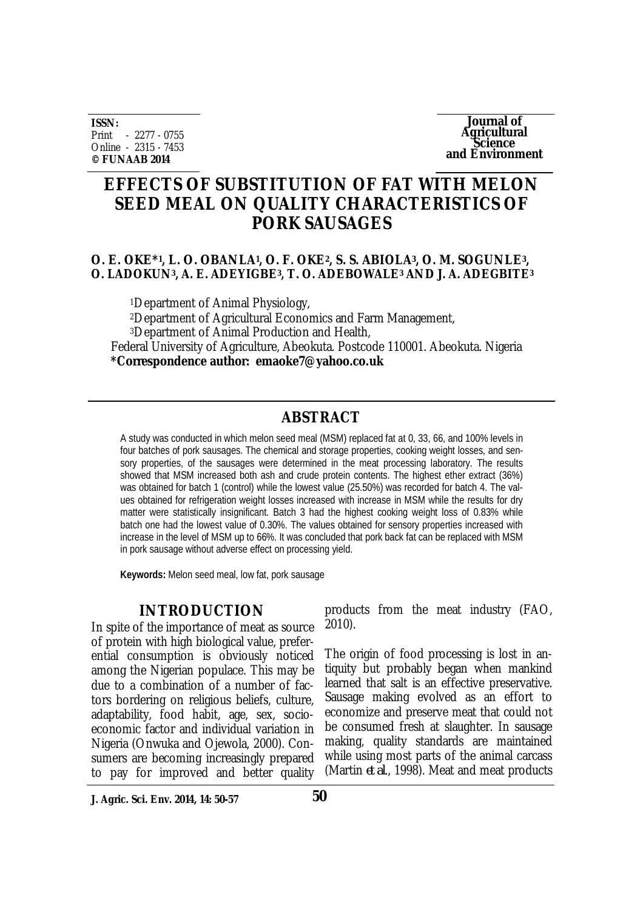**ISSN:**
Print - 2277 - 0755
Online - 2315 - 7453
**© FUNAAB 2014**

**Journal of Agricultural Science and Environment**

# EFFECTS OF SUBSTITUTION OF FAT WITH MELON SEED MEAL ON QUALITY CHARACTERISTICS OF PORK SAUSAGES

**O. E. OKE*[1], L. O. OBANLA[1], O. F. OKE[2], S. S. ABIOLA[3], O. M. SOGUNLE[3], O. LADOKUN[3], A. E. ADEYIGBE[3], T. O. ADEBOWALE[3] AND J. A. ADEGBITE[3]**

[1]Department of Animal Physiology,
[2]Department of Agricultural Economics and Farm Management,
[3]Department of Animal Production and Health,
Federal University of Agriculture, Abeokuta. Postcode 110001. Abeokuta. Nigeria
**\*Correspondence author: emaoke7@yahoo.co.uk**

## ABSTRACT

A study was conducted in which melon seed meal (MSM) replaced fat at 0, 33, 66, and 100% levels in four batches of pork sausages. The chemical and storage properties, cooking weight losses, and sensory properties, of the sausages were determined in the meat processing laboratory. The results showed that MSM increased both ash and crude protein contents. The highest ether extract (36%) was obtained for batch 1 (control) while the lowest value (25.50%) was recorded for batch 4. The values obtained for refrigeration weight losses increased with increase in MSM while the results for dry matter were statistically insignificant. Batch 3 had the highest cooking weight loss of 0.83% while batch one had the lowest value of 0.30%. The values obtained for sensory properties increased with increase in the level of MSM up to 66%. It was concluded that pork back fat can be replaced with MSM in pork sausage without adverse effect on processing yield.

**Keywords:** Melon seed meal, low fat, pork sausage

## INTRODUCTION

In spite of the importance of meat as source of protein with high biological value, preferential consumption is obviously noticed among the Nigerian populace. This may be due to a combination of a number of factors bordering on religious beliefs, culture, adaptability, food habit, age, sex, socio-economic factor and individual variation in Nigeria (Onwuka and Ojewola, 2000). Consumers are becoming increasingly prepared to pay for improved and better quality products from the meat industry (FAO, 2010).

The origin of food processing is lost in antiquity but probably began when mankind learned that salt is an effective preservative. Sausage making evolved as an effort to economize and preserve meat that could not be consumed fresh at slaughter. In sausage making, quality standards are maintained while using most parts of the animal carcass (Martin *et al.*, 1998). Meat and meat products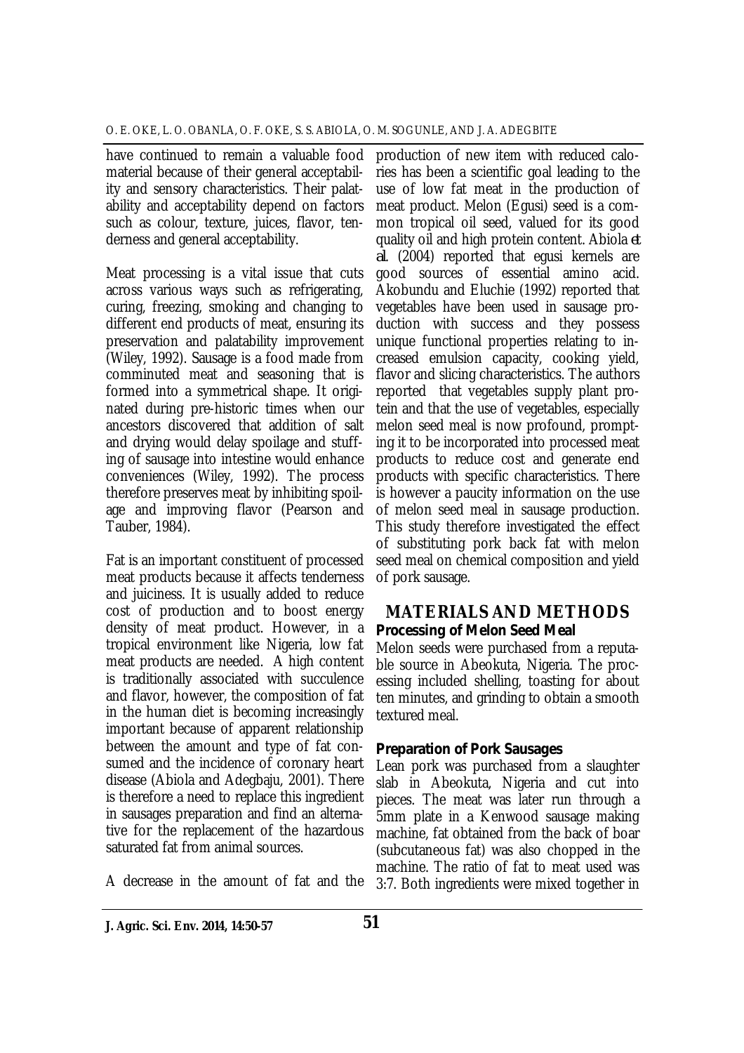have continued to remain a valuable food material because of their general acceptability and sensory characteristics. Their palatability and acceptability depend on factors such as colour, texture, juices, flavor, tenderness and general acceptability.

Meat processing is a vital issue that cuts across various ways such as refrigerating, curing, freezing, smoking and changing to different end products of meat, ensuring its preservation and palatability improvement (Wiley, 1992). Sausage is a food made from comminuted meat and seasoning that is formed into a symmetrical shape. It originated during pre-historic times when our ancestors discovered that addition of salt and drying would delay spoilage and stuffing of sausage into intestine would enhance conveniences (Wiley, 1992). The process therefore preserves meat by inhibiting spoilage and improving flavor (Pearson and Tauber, 1984).

Fat is an important constituent of processed meat products because it affects tenderness and juiciness. It is usually added to reduce cost of production and to boost energy density of meat product. However, in a tropical environment like Nigeria, low fat meat products are needed. A high content is traditionally associated with succulence and flavor, however, the composition of fat in the human diet is becoming increasingly important because of apparent relationship between the amount and type of fat consumed and the incidence of coronary heart disease (Abiola and Adegbaju, 2001). There is therefore a need to replace this ingredient in sausages preparation and find an alternative for the replacement of the hazardous saturated fat from animal sources.

A decrease in the amount of fat and the production of new item with reduced calories has been a scientific goal leading to the use of low fat meat in the production of meat product. Melon (Egusi) seed is a common tropical oil seed, valued for its good quality oil and high protein content. Abiola *et al.* (2004) reported that egusi kernels are good sources of essential amino acid. Akobundu and Eluchie (1992) reported that vegetables have been used in sausage production with success and they possess unique functional properties relating to increased emulsion capacity, cooking yield, flavor and slicing characteristics. The authors reported that vegetables supply plant protein and that the use of vegetables, especially melon seed meal is now profound, prompting it to be incorporated into processed meat products to reduce cost and generate end products with specific characteristics. There is however a paucity information on the use of melon seed meal in sausage production. This study therefore investigated the effect of substituting pork back fat with melon seed meal on chemical composition and yield of pork sausage.

## MATERIALS AND METHODS

### Processing of Melon Seed Meal

Melon seeds were purchased from a reputable source in Abeokuta, Nigeria. The processing included shelling, toasting for about ten minutes, and grinding to obtain a smooth textured meal.

### Preparation of Pork Sausages

Lean pork was purchased from a slaughter slab in Abeokuta, Nigeria and cut into pieces. The meat was later run through a 5mm plate in a Kenwood sausage making machine, fat obtained from the back of boar (subcutaneous fat) was also chopped in the machine. The ratio of fat to meat used was 3:7. Both ingredients were mixed together in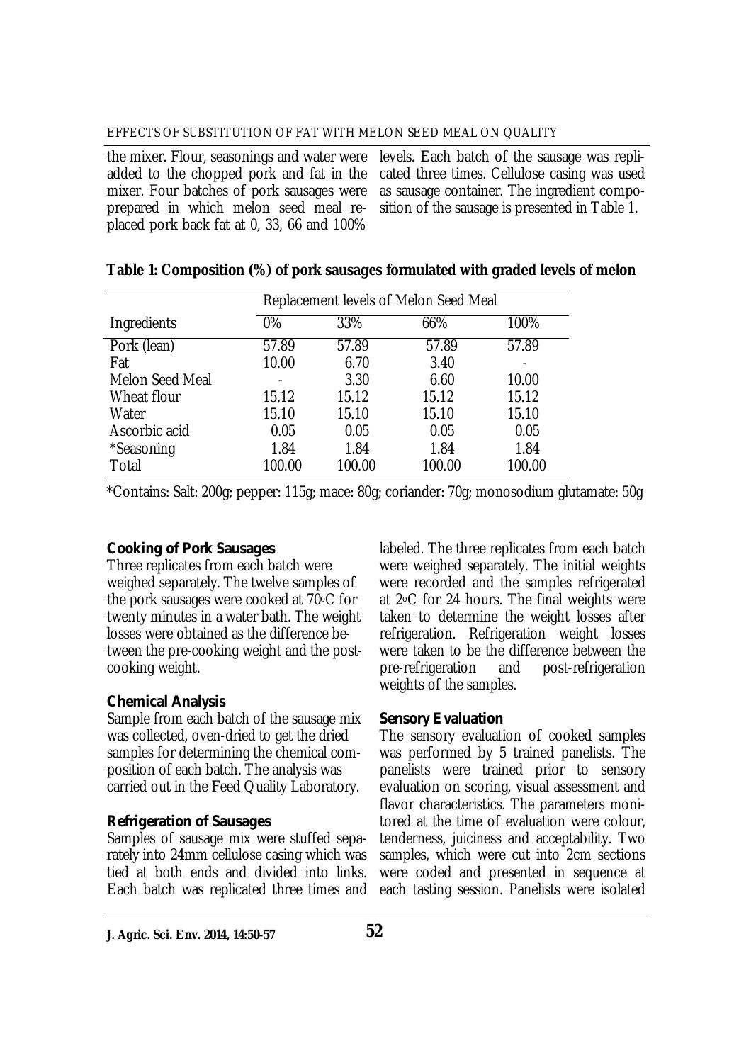the mixer. Flour, seasonings and water were added to the chopped pork and fat in the mixer. Four batches of pork sausages were prepared in which melon seed meal replaced pork back fat at 0, 33, 66 and 100% levels. Each batch of the sausage was replicated three times. Cellulose casing was used as sausage container. The ingredient composition of the sausage is presented in Table 1.

**Table 1: Composition (%) of pork sausages formulated with graded levels of melon**

| | Replacement levels of Melon Seed Meal | | | |
|---|---|---|---|---|
| Ingredients | 0% | 33% | 66% | 100% |
| Pork (lean) | 57.89 | 57.89 | 57.89 | 57.89 |
| Fat | 10.00 | 6.70 | 3.40 | - |
| Melon Seed Meal | - | 3.30 | 6.60 | 10.00 |
| Wheat flour | 15.12 | 15.12 | 15.12 | 15.12 |
| Water | 15.10 | 15.10 | 15.10 | 15.10 |
| Ascorbic acid | 0.05 | 0.05 | 0.05 | 0.05 |
| *Seasoning | 1.84 | 1.84 | 1.84 | 1.84 |
| Total | 100.00 | 100.00 | 100.00 | 100.00 |

*Contains: Salt: 200g; pepper: 115g; mace: 80g; coriander: 70g; monosodium glutamate: 50g

### Cooking of Pork Sausages

Three replicates from each batch were weighed separately. The twelve samples of the pork sausages were cooked at 70°C for twenty minutes in a water bath. The weight losses were obtained as the difference between the pre-cooking weight and the post-cooking weight.

### Chemical Analysis

Sample from each batch of the sausage mix was collected, oven-dried to get the dried samples for determining the chemical composition of each batch. The analysis was carried out in the Feed Quality Laboratory.

### Refrigeration of Sausages

Samples of sausage mix were stuffed separately into 24mm cellulose casing which was tied at both ends and divided into links. Each batch was replicated three times and labeled. The three replicates from each batch were weighed separately. The initial weights were recorded and the samples refrigerated at 2°C for 24 hours. The final weights were taken to determine the weight losses after refrigeration. Refrigeration weight losses were taken to be the difference between the pre-refrigeration and post-refrigeration weights of the samples.

### Sensory Evaluation

The sensory evaluation of cooked samples was performed by 5 trained panelists. The panelists were trained prior to sensory evaluation on scoring, visual assessment and flavor characteristics. The parameters monitored at the time of evaluation were colour, tenderness, juiciness and acceptability. Two samples, which were cut into 2cm sections were coded and presented in sequence at each tasting session. Panelists were isolated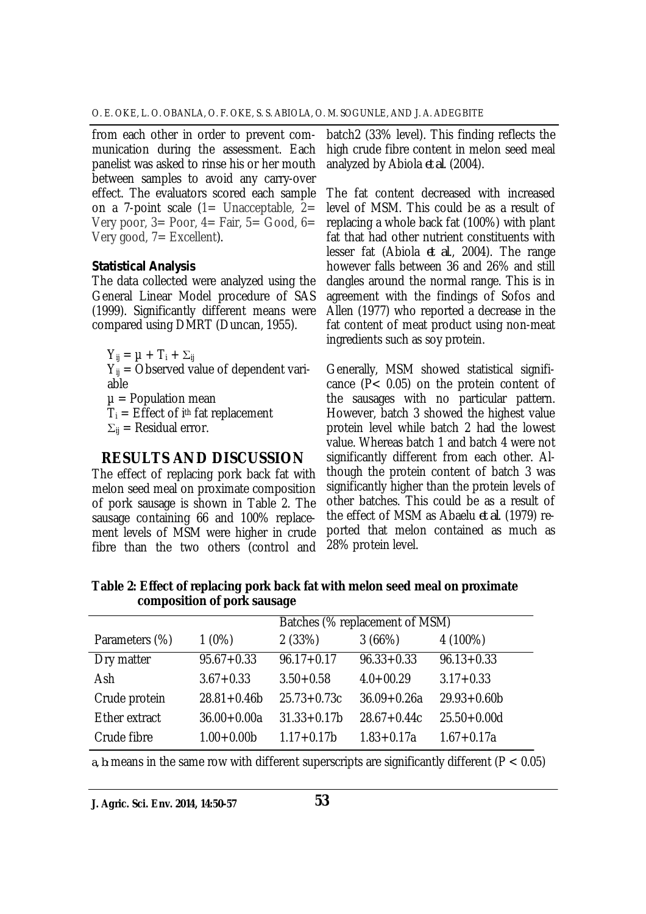from each other in order to prevent communication during the assessment. Each panelist was asked to rinse his or her mouth between samples to avoid any carry-over effect. The evaluators scored each sample on a 7-point scale (1= Unacceptable, 2= Very poor, 3= Poor, 4= Fair, 5= Good, 6= Very good, 7= Excellent).

**Statistical Analysis**

The data collected were analyzed using the General Linear Model procedure of SAS (1999). Significantly different means were compared using DMRT (Duncan, 1955).

$Y_{ij} = \mu + T_i + \Sigma_{ij}$

$Y_{ij}$ = Observed value of dependent variable

$\mu$ = Population mean

$T_i$ = Effect of $i^{th}$ fat replacement

$\Sigma_{ij}$ = Residual error.

## RESULTS AND DISCUSSION

The effect of replacing pork back fat with melon seed meal on proximate composition of pork sausage is shown in Table 2. The sausage containing 66 and 100% replacement levels of MSM were higher in crude fibre than the two others (control and batch2 (33% level). This finding reflects the high crude fibre content in melon seed meal analyzed by Abiola *et al.* (2004).

The fat content decreased with increased level of MSM. This could be as a result of replacing a whole back fat (100%) with plant fat that had other nutrient constituents with lesser fat (Abiola *et al.*, 2004). The range however falls between 36 and 26% and still dangles around the normal range. This is in agreement with the findings of Sofos and Allen (1977) who reported a decrease in the fat content of meat product using non-meat ingredients such as soy protein.

Generally, MSM showed statistical significance ($P < 0.05$) on the protein content of the sausages with no particular pattern. However, batch 3 showed the highest value protein level while batch 2 had the lowest value. Whereas batch 1 and batch 4 were not significantly different from each other. Although the protein content of batch 3 was significantly higher than the protein levels of other batches. This could be as a result of the effect of MSM as Abaelu *et al.* (1979) reported that melon contained as much as 28% protein level.

**Table 2: Effect of replacing pork back fat with melon seed meal on proximate composition of pork sausage**

| | Batches (% replacement of MSM) | | | |
|---|---|---|---|---|
| Parameters (%) | 1 (0%) | 2 (33%) | 3 (66%) | 4 (100%) |
| Dry matter | 95.67+0.33 | 96.17+0.17 | 96.33+0.33 | 96.13+0.33 |
| Ash | 3.67+0.33 | 3.50+0.58 | 4.0+00.29 | 3.17+0.33 |
| Crude protein | 28.81+0.46b | 25.73+0.73c | 36.09+0.26a | 29.93+0.60b |
| Ether extract | 36.00+0.00a | 31.33+0.17b | 28.67+0.44c | 25.50+0.00d |
| Crude fibre | 1.00+0.00b | 1.17+0.17b | 1.83+0.17a | 1.67+0.17a |

a, b: means in the same row with different superscripts are significantly different ($P < 0.05$)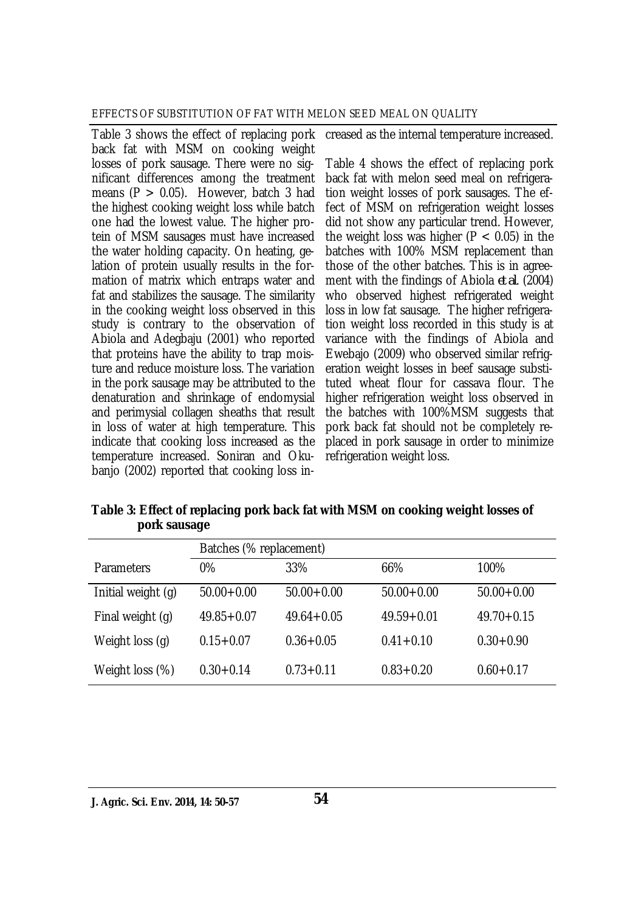Table 3 shows the effect of replacing pork back fat with MSM on cooking weight losses of pork sausage. There were no significant differences among the treatment means ($P > 0.05$). However, batch 3 had the highest cooking weight loss while batch one had the lowest value. The higher protein of MSM sausages must have increased the water holding capacity. On heating, gelation of protein usually results in the formation of matrix which entraps water and fat and stabilizes the sausage. The similarity in the cooking weight loss observed in this study is contrary to the observation of Abiola and Adegbaju (2001) who reported that proteins have the ability to trap moisture and reduce moisture loss. The variation in the pork sausage may be attributed to the denaturation and shrinkage of endomysial and perimysial collagen sheaths that result in loss of water at high temperature. This indicate that cooking loss increased as the temperature increased. Soniran and Okubanjo (2002) reported that cooking loss increased as the internal temperature increased.

Table 4 shows the effect of replacing pork back fat with melon seed meal on refrigeration weight losses of pork sausages. The effect of MSM on refrigeration weight losses did not show any particular trend. However, the weight loss was higher ($P < 0.05$) in the batches with 100% MSM replacement than those of the other batches. This is in agreement with the findings of Abiola *et al.* (2004) who observed highest refrigerated weight loss in low fat sausage. The higher refrigeration weight loss recorded in this study is at variance with the findings of Abiola and Ewebajo (2009) who observed similar refrigeration weight losses in beef sausage substituted wheat flour for cassava flour. The higher refrigeration weight loss observed in the batches with 100%MSM suggests that pork back fat should not be completely replaced in pork sausage in order to minimize refrigeration weight loss.

**Table 3: Effect of replacing pork back fat with MSM on cooking weight losses of pork sausage**

| | Batches (% replacement) | | | |
|---|---|---|---|---|
| Parameters | 0% | 33% | 66% | 100% |
| Initial weight (g) | 50.00+0.00 | 50.00+0.00 | 50.00+0.00 | 50.00+0.00 |
| Final weight (g) | 49.85+0.07 | 49.64+0.05 | 49.59+0.01 | 49.70+0.15 |
| Weight loss (g) | 0.15+0.07 | 0.36+0.05 | 0.41+0.10 | 0.30+0.90 |
| Weight loss (%) | 0.30+0.14 | 0.73+0.11 | 0.83+0.20 | 0.60+0.17 |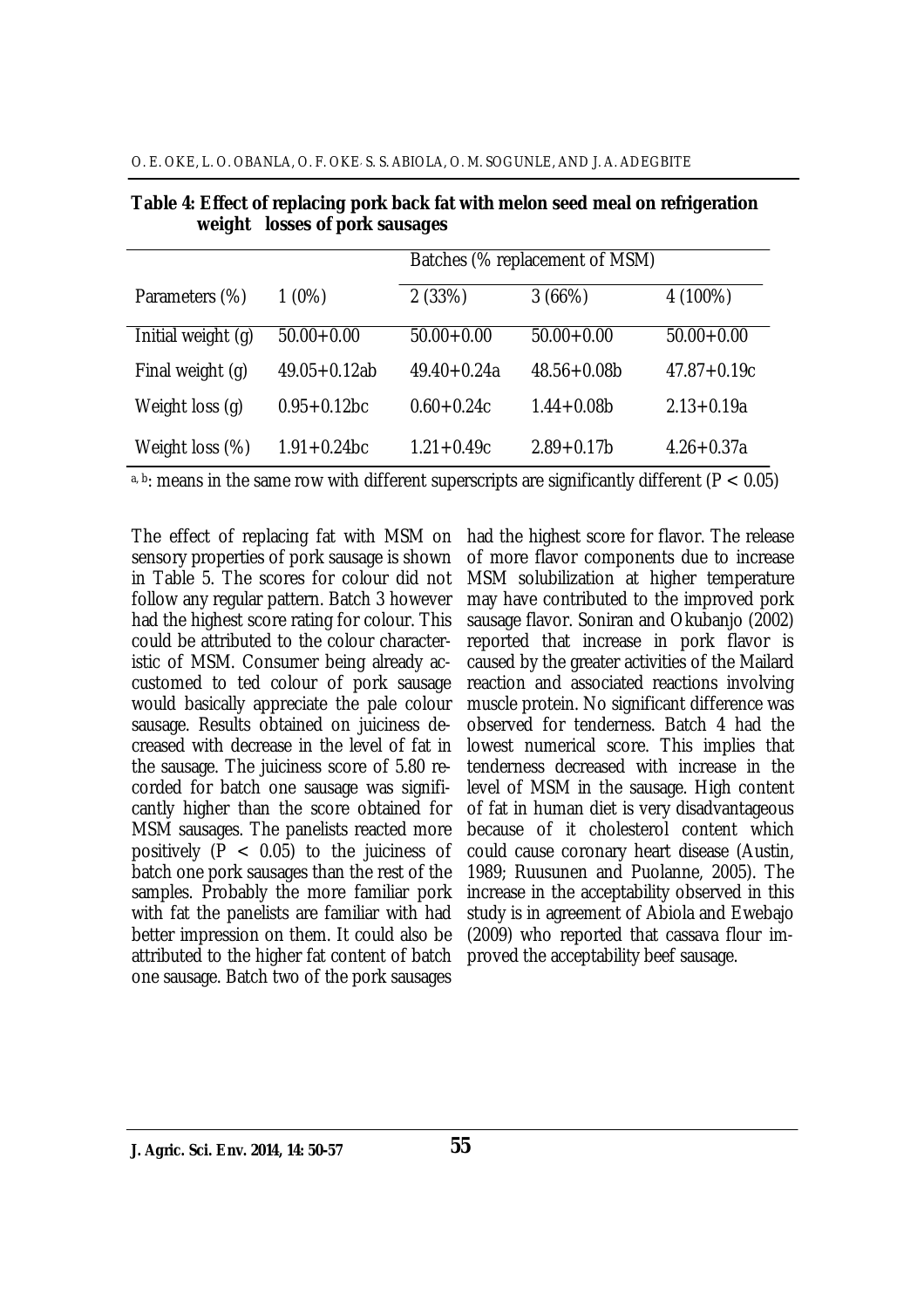**Table 4: Effect of replacing pork back fat with melon seed meal on refrigeration weight losses of pork sausages**

| | | Batches (% replacement of MSM) | | |
|---|---|---|---|---|
| Parameters (%) | 1 (0%) | 2 (33%) | 3 (66%) | 4 (100%) |
| Initial weight (g) | 50.00+0.00 | 50.00+0.00 | 50.00+0.00 | 50.00+0.00 |
| Final weight (g) | 49.05+0.12ab | 49.40+0.24a | 48.56+0.08b | 47.87+0.19c |
| Weight loss (g) | 0.95+0.12bc | 0.60+0.24c | 1.44+0.08b | 2.13+0.19a |
| Weight loss (%) | 1.91+0.24bc | 1.21+0.49c | 2.89+0.17b | 4.26+0.37a |

a, b: means in the same row with different superscripts are significantly different ($P < 0.05$)

The effect of replacing fat with MSM on sensory properties of pork sausage is shown in Table 5. The scores for colour did not follow any regular pattern. Batch 3 however had the highest score rating for colour. This could be attributed to the colour characteristic of MSM. Consumer being already accustomed to ted colour of pork sausage would basically appreciate the pale colour sausage. Results obtained on juiciness decreased with decrease in the level of fat in the sausage. The juiciness score of 5.80 recorded for batch one sausage was significantly higher than the score obtained for MSM sausages. The panelists reacted more positively ($P < 0.05$) to the juiciness of batch one pork sausages than the rest of the samples. Probably the more familiar pork with fat the panelists are familiar with had better impression on them. It could also be attributed to the higher fat content of batch one sausage. Batch two of the pork sausages had the highest score for flavor. The release of more flavor components due to increase MSM solubilization at higher temperature may have contributed to the improved pork sausage flavor. Soniran and Okubanjo (2002) reported that increase in pork flavor is caused by the greater activities of the Mailard reaction and associated reactions involving muscle protein. No significant difference was observed for tenderness. Batch 4 had the lowest numerical score. This implies that tenderness decreased with increase in the level of MSM in the sausage. High content of fat in human diet is very disadvantageous because of it cholesterol content which could cause coronary heart disease (Austin, 1989; Ruusunen and Puolanne, 2005). The increase in the acceptability observed in this study is in agreement of Abiola and Ewebajo (2009) who reported that cassava flour improved the acceptability beef sausage.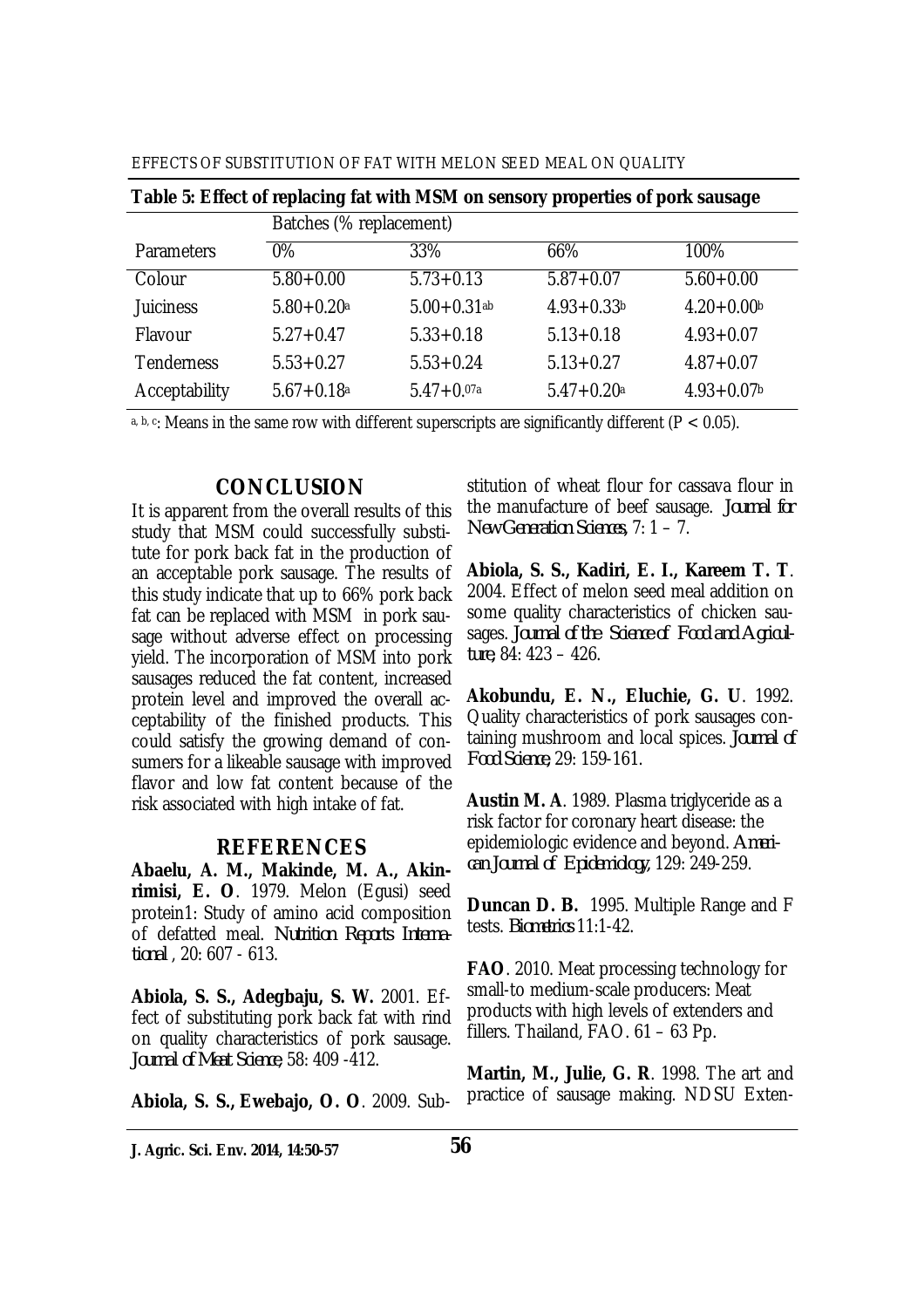**Table 5: Effect of replacing fat with MSM on sensory properties of pork sausage**

| Parameters | Batches (% replacement) 0% | 33% | 66% | 100% |
|---|---|---|---|---|
| Colour | 5.80+0.00 | 5.73+0.13 | 5.87+0.07 | 5.60+0.00 |
| Juiciness | 5.80+0.20[a] | 5.00+0.31[ab] | 4.93+0.33[b] | 4.20+0.00[b] |
| Flavour | 5.27+0.47 | 5.33+0.18 | 5.13+0.18 | 4.93+0.07 |
| Tenderness | 5.53+0.27 | 5.53+0.24 | 5.13+0.27 | 4.87+0.07 |
| Acceptability | 5.67+0.18[a] | 5.47+0.07[a] | 5.47+0.20[a] | 4.93+0.07[b] |

[a, b, c]: Means in the same row with different superscripts are significantly different ($P < 0.05$).

## CONCLUSION

It is apparent from the overall results of this study that MSM could successfully substitute for pork back fat in the production of an acceptable pork sausage. The results of this study indicate that up to 66% pork back fat can be replaced with MSM in pork sausage without adverse effect on processing yield. The incorporation of MSM into pork sausages reduced the fat content, increased protein level and improved the overall acceptability of the finished products. This could satisfy the growing demand of consumers for a likeable sausage with improved flavor and low fat content because of the risk associated with high intake of fat.

## REFERENCES

**Abaelu, A. M., Makinde, M. A., Akinrimisi, E. O**. 1979. Melon (Egusi) seed protein1: Study of amino acid composition of defatted meal. *Nutrition Reports International* , 20: 607 - 613.

**Abiola, S. S., Adegbaju, S. W.** 2001. Effect of substituting pork back fat with rind on quality characteristics of pork sausage. *Journal of Meat Science,* 58: 409 -412.

**Abiola, S. S., Ewebajo, O. O**. 2009. Substitution of wheat flour for cassava flour in the manufacture of beef sausage. *Journal for New Generation Sciences,* 7: 1 – 7.

**Abiola, S. S., Kadiri, E. I., Kareem T. T**. 2004. Effect of melon seed meal addition on some quality characteristics of chicken sausages. *Journal of the Science of Food and Agriculture,* 84: 423 – 426.

**Akobundu, E. N., Eluchie, G. U**. 1992. Quality characteristics of pork sausages containing mushroom and local spices. *Journal of Food Science,* 29: 159-161.

**Austin M. A**. 1989. Plasma triglyceride as a risk factor for coronary heart disease: the epidemiologic evidence and beyond. *American Journal of Epidemiology,* 129: 249-259.

**Duncan D. B.** 1995. Multiple Range and F tests. *Biometrics* 11:1-42.

**FAO**. 2010. Meat processing technology for small-to medium-scale producers: Meat products with high levels of extenders and fillers. Thailand, FAO. 61 – 63 Pp.

**Martin, M., Julie, G. R**. 1998. The art and practice of sausage making. NDSU Exten-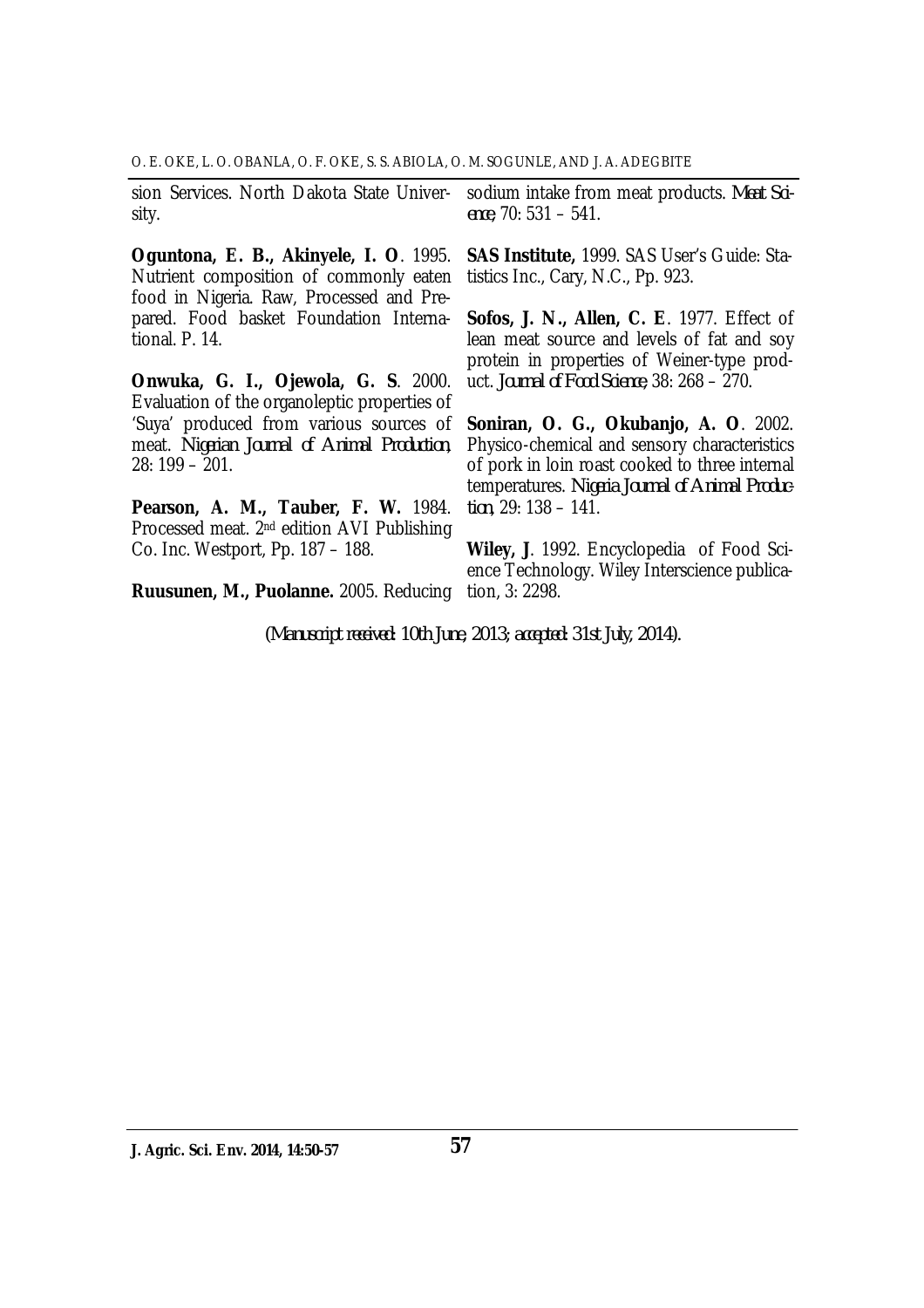sion Services. North Dakota State University.

**Oguntona, E. B., Akinyele, I. O**. 1995. Nutrient composition of commonly eaten food in Nigeria. Raw, Processed and Prepared. Food basket Foundation International. P. 14.

**Onwuka, G. I., Ojewola, G. S**. 2000. Evaluation of the organoleptic properties of 'Suya' produced from various sources of meat. *Nigerian Journal of Animal Production*, 28: 199 – 201.

**Pearson, A. M., Tauber, F. W.** 1984. Processed meat. 2nd edition AVI Publishing Co. Inc. Westport, Pp. 187 – 188.

**Ruusunen, M., Puolanne.** 2005. Reducing sodium intake from meat products. *Meat Science*, 70: 531 – 541.

**SAS Institute,** 1999. SAS User's Guide: Statistics Inc., Cary, N.C., Pp. 923.

**Sofos, J. N., Allen, C. E**. 1977. Effect of lean meat source and levels of fat and soy protein in properties of Weiner-type product. *Journal of Food Science*, 38: 268 – 270.

**Soniran, O. G., Okubanjo, A. O**. 2002. Physico-chemical and sensory characteristics of pork in loin roast cooked to three internal temperatures. *Nigeria Journal of Animal Production*, 29: 138 – 141.

**Wiley, J**. 1992. Encyclopedia of Food Science Technology. Wiley Interscience publication, 3: 2298.

*(Manuscript received: 10th June, 2013; accepted: 31st July, 2014).*